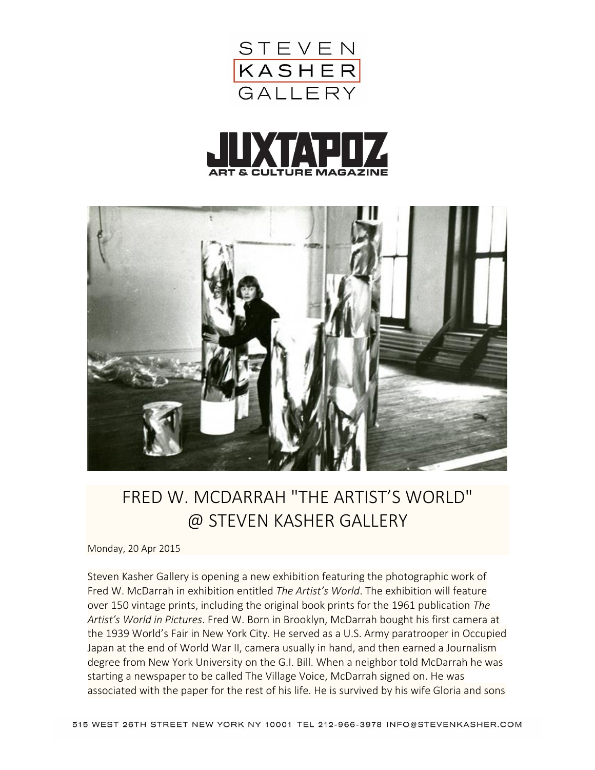STEVEN KASHER GALLERY

JUXTAPOZ ART & CULTURE MAGAZINE

# FRED W. MCDARRAH "THE ARTIST'S WORLD" @ STEVEN KASHER GALLERY

Monday, 20 Apr 2015

Steven Kasher Gallery is opening a new exhibition featuring the photographic work of Fred W. McDarrah in exhibition entitled *The Artist's World*. The exhibition will feature over 150 vintage prints, including the original book prints for the 1961 publication *The Artist's World in Pictures*. Fred W. Born in Brooklyn, McDarrah bought his first camera at the 1939 World's Fair in New York City. He served as a U.S. Army paratrooper in Occupied Japan at the end of World War II, camera usually in hand, and then earned a Journalism degree from New York University on the G.I. Bill. When a neighbor told McDarrah he was starting a newspaper to be called The Village Voice, McDarrah signed on. He was associated with the paper for the rest of his life. He is survived by his wife Gloria and sons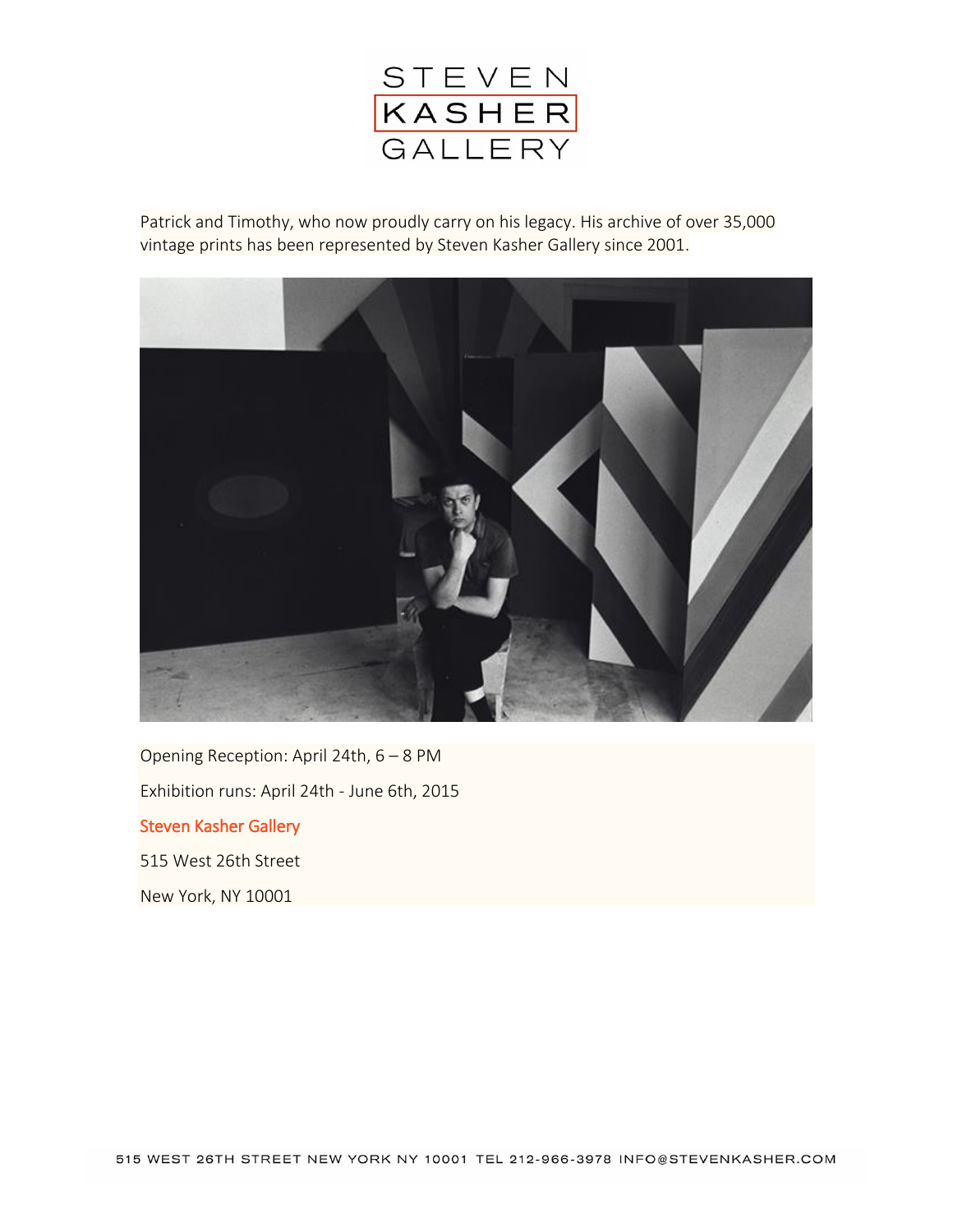Patrick and Timothy, who now proudly carry on his legacy. His archive of over 35,000 vintage prints has been represented by Steven Kasher Gallery since 2001.

Opening Reception: April 24th, 6 – 8 PM

Exhibition runs: April 24th - June 6th, 2015

Steven Kasher Gallery

515 West 26th Street

New York, NY 10001